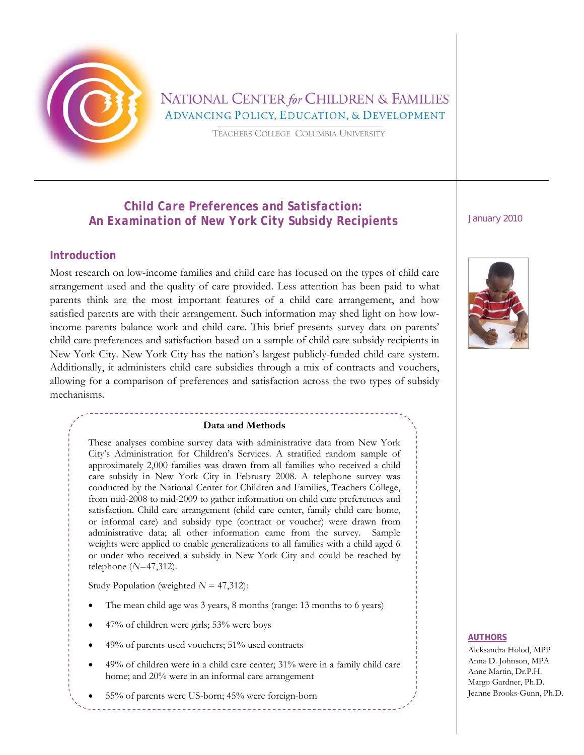NATIONAL CENTER *for* CHILDREN & FAMILIES
ADVANCING POLICY, EDUCATION, & DEVELOPMENT
TEACHERS COLLEGE COLUMBIA UNIVERSITY

# Child Care Preferences and Satisfaction: An Examination of New York City Subsidy Recipients

January 2010

## Introduction

Most research on low-income families and child care has focused on the types of child care arrangement used and the quality of care provided. Less attention has been paid to what parents think are the most important features of a child care arrangement, and how satisfied parents are with their arrangement. Such information may shed light on how low-income parents balance work and child care. This brief presents survey data on parents' child care preferences and satisfaction based on a sample of child care subsidy recipients in New York City. New York City has the nation's largest publicly-funded child care system. Additionally, it administers child care subsidies through a mix of contracts and vouchers, allowing for a comparison of preferences and satisfaction across the two types of subsidy mechanisms.

### Data and Methods

These analyses combine survey data with administrative data from New York City's Administration for Children's Services. A stratified random sample of approximately 2,000 families was drawn from all families who received a child care subsidy in New York City in February 2008. A telephone survey was conducted by the National Center for Children and Families, Teachers College, from mid-2008 to mid-2009 to gather information on child care preferences and satisfaction. Child care arrangement (child care center, family child care home, or informal care) and subsidy type (contract or voucher) were drawn from administrative data; all other information came from the survey. Sample weights were applied to enable generalizations to all families with a child aged 6 or under who received a subsidy in New York City and could be reached by telephone ($N$=47,312).

Study Population (weighted $N$ = 47,312):

- The mean child age was 3 years, 8 months (range: 13 months to 6 years)
- 47% of children were girls; 53% were boys
- 49% of parents used vouchers; 51% used contracts
- 49% of children were in a child care center; 31% were in a family child care home; and 20% were in an informal care arrangement
- 55% of parents were US-born; 45% were foreign-born

**AUTHORS**

Aleksandra Holod, MPP
Anna D. Johnson, MPA
Anne Martin, Dr.P.H.
Margo Gardner, Ph.D.
Jeanne Brooks-Gunn, Ph.D.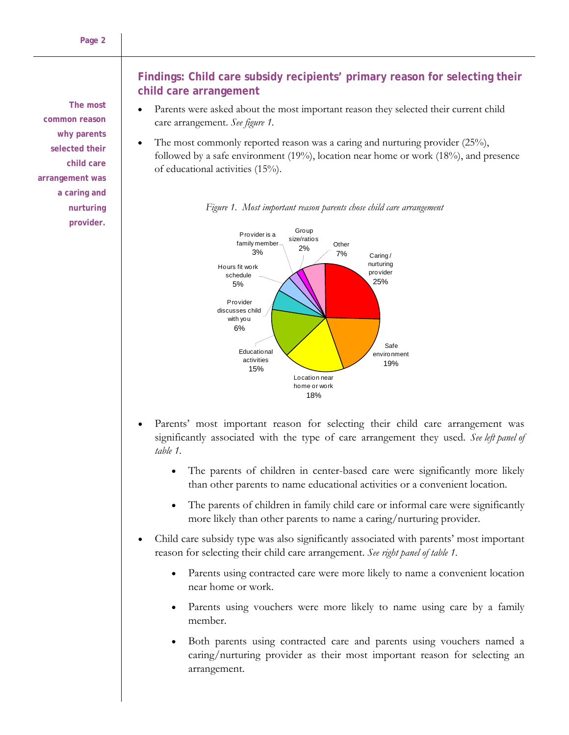## Findings: Child care subsidy recipients' primary reason for selecting their child care arrangement

**The most common reason why parents selected their child care arrangement was a caring and nurturing provider.**

- Parents were asked about the most important reason they selected their current child care arrangement. *See figure 1.*
- The most commonly reported reason was a caring and nurturing provider (25%), followed by a safe environment (19%), location near home or work (18%), and presence of educational activities (15%).

*Figure 1. Most important reason parents chose child care arrangement*

| Reason | Percent |
|---|---|
| Caring / nurturing provider | 25% |
| Safe environment | 19% |
| Location near home or work | 18% |
| Educational activities | 15% |
| Provider discusses child with you | 6% |
| Hours fit work schedule | 5% |
| Provider is a family member | 3% |
| Group size/ratios | 2% |
| Other | 7% |

- Parents' most important reason for selecting their child care arrangement was significantly associated with the type of care arrangement they used. *See left panel of table 1.*
  - The parents of children in center-based care were significantly more likely than other parents to name educational activities or a convenient location.
  - The parents of children in family child care or informal care were significantly more likely than other parents to name a caring/nurturing provider.
- Child care subsidy type was also significantly associated with parents' most important reason for selecting their child care arrangement. *See right panel of table 1.*
  - Parents using contracted care were more likely to name a convenient location near home or work.
  - Parents using vouchers were more likely to name using care by a family member.
  - Both parents using contracted care and parents using vouchers named a caring/nurturing provider as their most important reason for selecting an arrangement.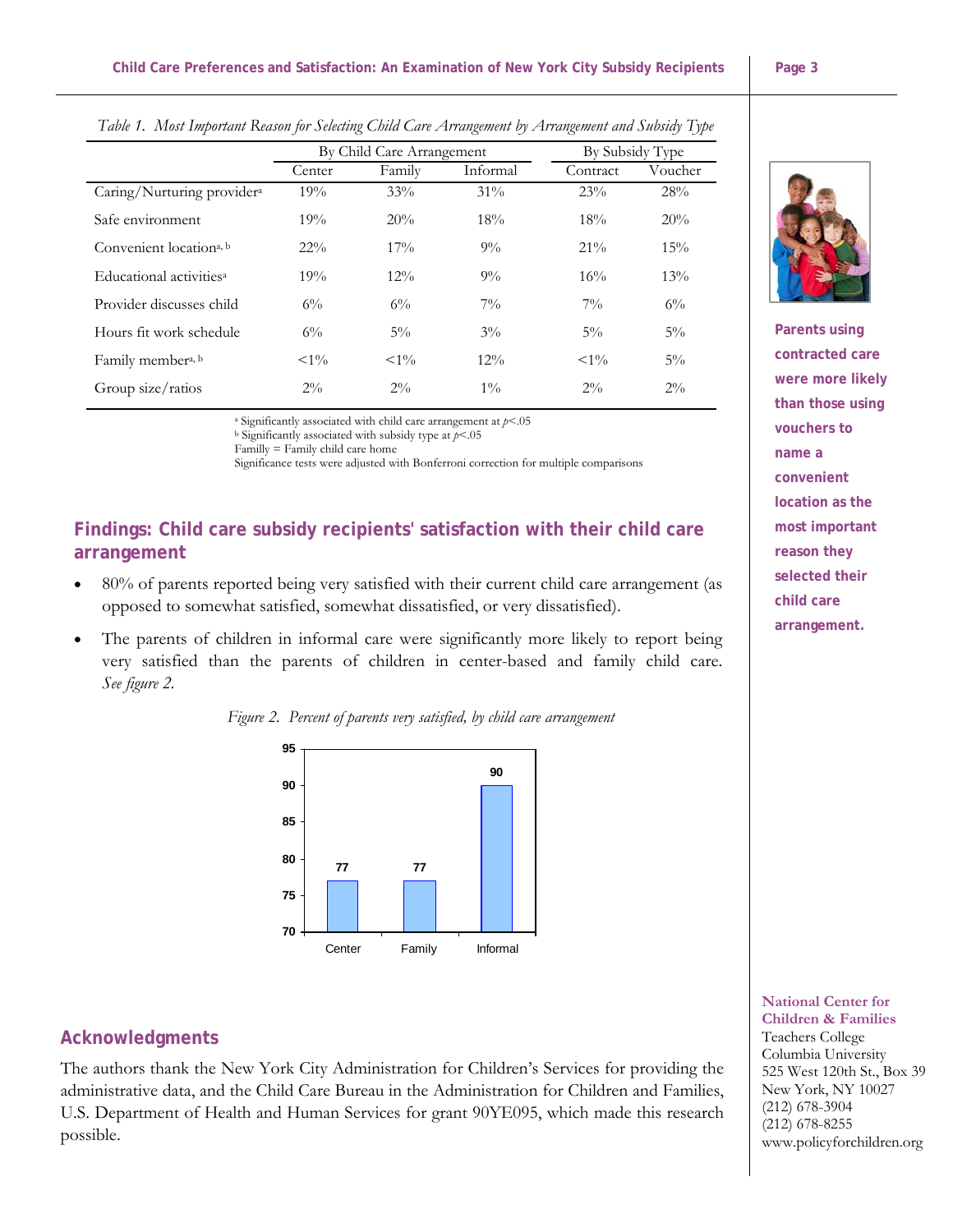*Table 1. Most Important Reason for Selecting Child Care Arrangement by Arrangement and Subsidy Type*

| | By Child Care Arrangement | | | By Subsidy Type | |
|---|---|---|---|---|---|
| | Center | Family | Informal | Contract | Voucher |
| Caring/Nurturing provider[a] | 19% | 33% | 31% | 23% | 28% |
| Safe environment | 19% | 20% | 18% | 18% | 20% |
| Convenient location[a, b] | 22% | 17% | 9% | 21% | 15% |
| Educational activities[a] | 19% | 12% | 9% | 16% | 13% |
| Provider discusses child | 6% | 6% | 7% | 7% | 6% |
| Hours fit work schedule | 6% | 5% | 3% | 5% | 5% |
| Family member[a, b] | <1% | <1% | 12% | <1% | 5% |
| Group size/ratios | 2% | 2% | 1% | 2% | 2% |

[a] Significantly associated with child care arrangement at $p<.05$
[b] Significantly associated with subsidy type at $p<.05$
Familly = Family child care home
Significance tests were adjusted with Bonferroni correction for multiple comparisons

**Parents using contracted care were more likely than those using vouchers to name a convenient location as the most important reason they selected their child care arrangement.**

## Findings: Child care subsidy recipients' satisfaction with their child care arrangement

- 80% of parents reported being very satisfied with their current child care arrangement (as opposed to somewhat satisfied, somewhat dissatisfied, or very dissatisfied).
- The parents of children in informal care were significantly more likely to report being very satisfied than the parents of children in center-based and family child care. *See figure 2.*

*Figure 2. Percent of parents very satisfied, by child care arrangement*

95
90
85
80
75
70

77
77
90

Center
Family
Informal

## Acknowledgments

The authors thank the New York City Administration for Children's Services for providing the administrative data, and the Child Care Bureau in the Administration for Children and Families, U.S. Department of Health and Human Services for grant 90YE095, which made this research possible.

**National Center for Children & Families**
Teachers College
Columbia University
525 West 120th St., Box 39
New York, NY 10027
(212) 678-3904
(212) 678-8255
www.policyforchildren.org